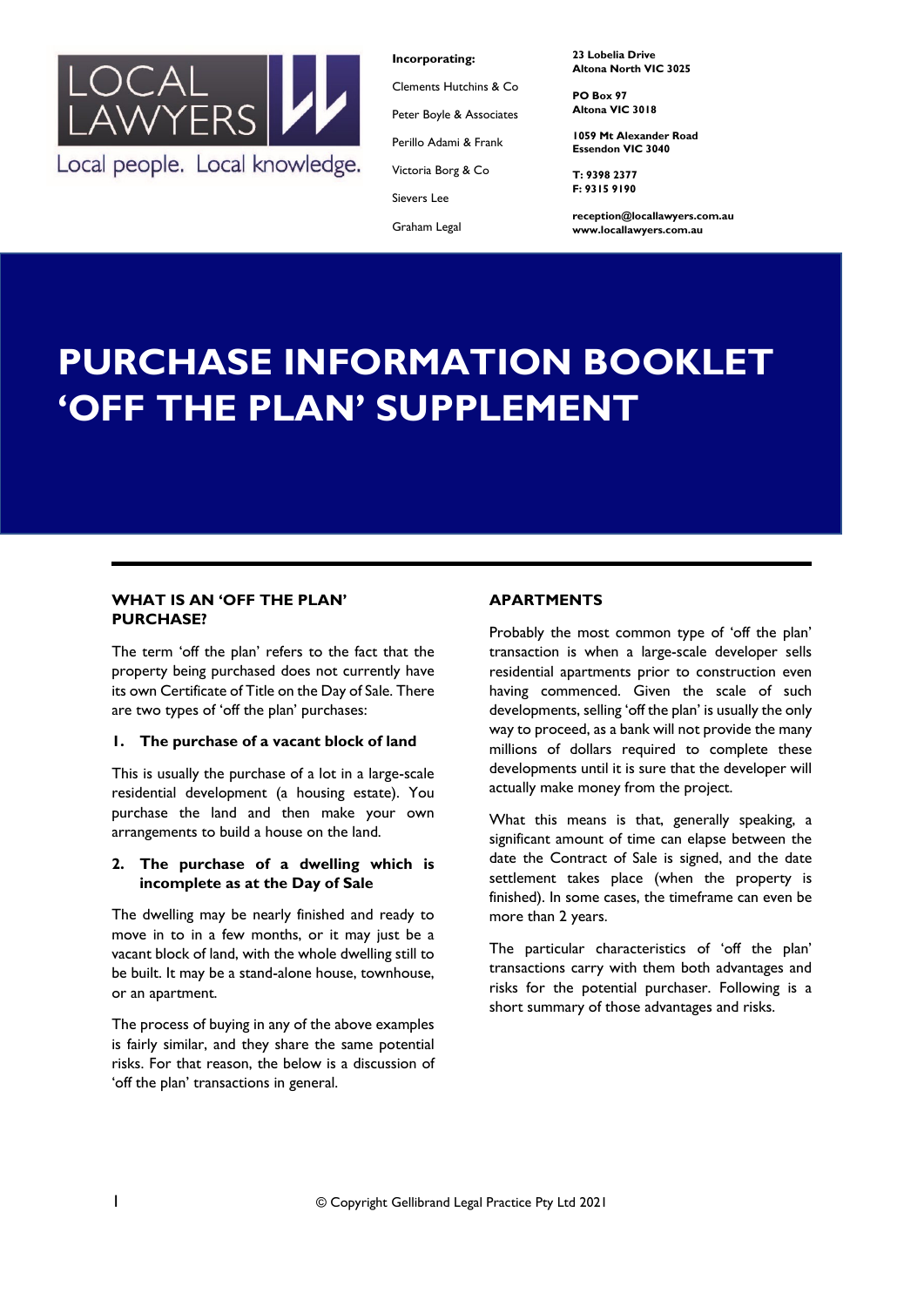LOCAL LAWYERS

Local people. Local knowledge.

**Incorporating:**

Clements Hutchins & Co

Peter Boyle & Associates

Perillo Adami & Frank

Victoria Borg & Co

Sievers Lee

Graham Legal

**23 Lobelia Drive**
**Altona North VIC 3025**

**PO Box 97**
**Altona VIC 3018**

**1059 Mt Alexander Road**
**Essendon VIC 3040**

**T: 9398 2377**
**F: 9315 9190**

**reception@locallawyers.com.au**
**www.locallawyers.com.au**

# PURCHASE INFORMATION BOOKLET 'OFF THE PLAN' SUPPLEMENT

## WHAT IS AN 'OFF THE PLAN' PURCHASE?

The term 'off the plan' refers to the fact that the property being purchased does not currently have its own Certificate of Title on the Day of Sale. There are two types of 'off the plan' purchases:

### 1. The purchase of a vacant block of land

This is usually the purchase of a lot in a large-scale residential development (a housing estate). You purchase the land and then make your own arrangements to build a house on the land.

### 2. The purchase of a dwelling which is incomplete as at the Day of Sale

The dwelling may be nearly finished and ready to move in to in a few months, or it may just be a vacant block of land, with the whole dwelling still to be built. It may be a stand-alone house, townhouse, or an apartment.

The process of buying in any of the above examples is fairly similar, and they share the same potential risks. For that reason, the below is a discussion of 'off the plan' transactions in general.

## APARTMENTS

Probably the most common type of 'off the plan' transaction is when a large-scale developer sells residential apartments prior to construction even having commenced. Given the scale of such developments, selling 'off the plan' is usually the only way to proceed, as a bank will not provide the many millions of dollars required to complete these developments until it is sure that the developer will actually make money from the project.

What this means is that, generally speaking, a significant amount of time can elapse between the date the Contract of Sale is signed, and the date settlement takes place (when the property is finished). In some cases, the timeframe can even be more than 2 years.

The particular characteristics of 'off the plan' transactions carry with them both advantages and risks for the potential purchaser. Following is a short summary of those advantages and risks.

© Copyright Gellibrand Legal Practice Pty Ltd 2021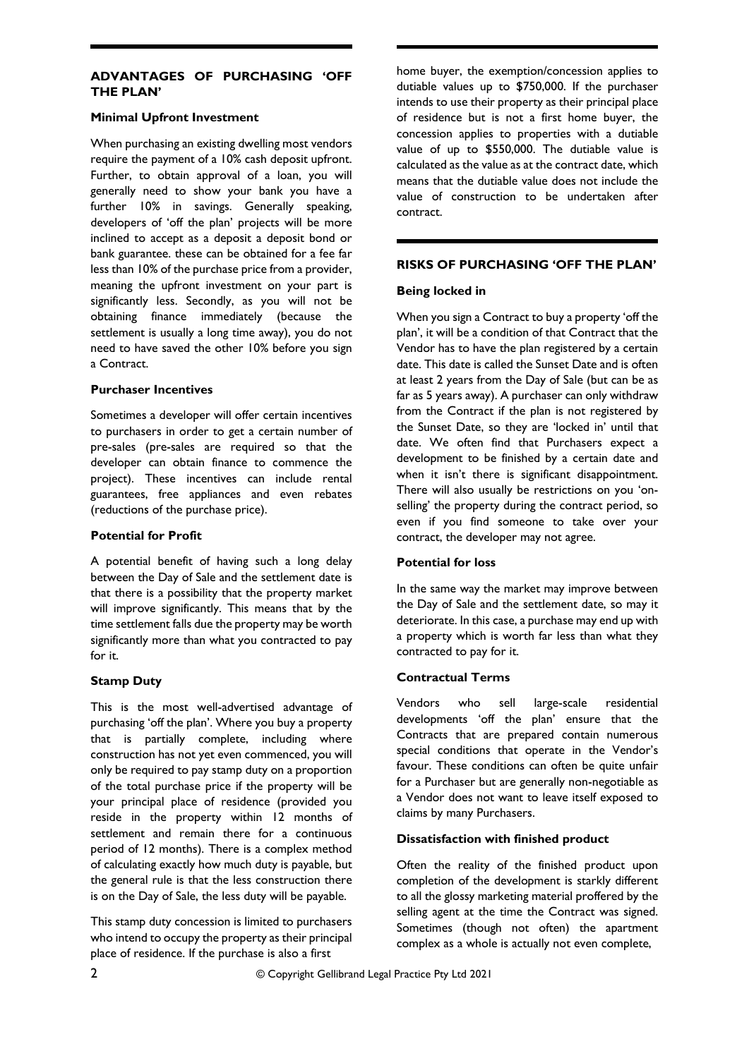## ADVANTAGES OF PURCHASING 'OFF THE PLAN'

### Minimal Upfront Investment

When purchasing an existing dwelling most vendors require the payment of a 10% cash deposit upfront. Further, to obtain approval of a loan, you will generally need to show your bank you have a further 10% in savings. Generally speaking, developers of 'off the plan' projects will be more inclined to accept as a deposit a deposit bond or bank guarantee. these can be obtained for a fee far less than 10% of the purchase price from a provider, meaning the upfront investment on your part is significantly less. Secondly, as you will not be obtaining finance immediately (because the settlement is usually a long time away), you do not need to have saved the other 10% before you sign a Contract.

### Purchaser Incentives

Sometimes a developer will offer certain incentives to purchasers in order to get a certain number of pre-sales (pre-sales are required so that the developer can obtain finance to commence the project). These incentives can include rental guarantees, free appliances and even rebates (reductions of the purchase price).

### Potential for Profit

A potential benefit of having such a long delay between the Day of Sale and the settlement date is that there is a possibility that the property market will improve significantly. This means that by the time settlement falls due the property may be worth significantly more than what you contracted to pay for it.

### Stamp Duty

This is the most well-advertised advantage of purchasing 'off the plan'. Where you buy a property that is partially complete, including where construction has not yet even commenced, you will only be required to pay stamp duty on a proportion of the total purchase price if the property will be your principal place of residence (provided you reside in the property within 12 months of settlement and remain there for a continuous period of 12 months). There is a complex method of calculating exactly how much duty is payable, but the general rule is that the less construction there is on the Day of Sale, the less duty will be payable.

This stamp duty concession is limited to purchasers who intend to occupy the property as their principal place of residence. If the purchase is also a first home buyer, the exemption/concession applies to dutiable values up to $750,000. If the purchaser intends to use their property as their principal place of residence but is not a first home buyer, the concession applies to properties with a dutiable value of up to $550,000. The dutiable value is calculated as the value as at the contract date, which means that the dutiable value does not include the value of construction to be undertaken after contract.

## RISKS OF PURCHASING 'OFF THE PLAN'

### Being locked in

When you sign a Contract to buy a property 'off the plan', it will be a condition of that Contract that the Vendor has to have the plan registered by a certain date. This date is called the Sunset Date and is often at least 2 years from the Day of Sale (but can be as far as 5 years away). A purchaser can only withdraw from the Contract if the plan is not registered by the Sunset Date, so they are 'locked in' until that date. We often find that Purchasers expect a development to be finished by a certain date and when it isn't there is significant disappointment. There will also usually be restrictions on you 'on-selling' the property during the contract period, so even if you find someone to take over your contract, the developer may not agree.

### Potential for loss

In the same way the market may improve between the Day of Sale and the settlement date, so may it deteriorate. In this case, a purchase may end up with a property which is worth far less than what they contracted to pay for it.

### Contractual Terms

Vendors who sell large-scale residential developments 'off the plan' ensure that the Contracts that are prepared contain numerous special conditions that operate in the Vendor's favour. These conditions can often be quite unfair for a Purchaser but are generally non-negotiable as a Vendor does not want to leave itself exposed to claims by many Purchasers.

### Dissatisfaction with finished product

Often the reality of the finished product upon completion of the development is starkly different to all the glossy marketing material proffered by the selling agent at the time the Contract was signed. Sometimes (though not often) the apartment complex as a whole is actually not even complete,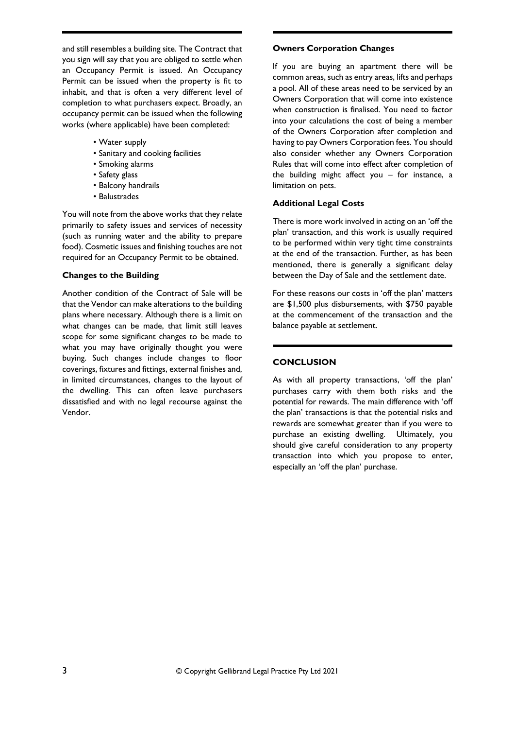and still resembles a building site. The Contract that you sign will say that you are obliged to settle when an Occupancy Permit is issued. An Occupancy Permit can be issued when the property is fit to inhabit, and that is often a very different level of completion to what purchasers expect. Broadly, an occupancy permit can be issued when the following works (where applicable) have been completed:

- Water supply
- Sanitary and cooking facilities
- Smoking alarms
- Safety glass
- Balcony handrails
- Balustrades

You will note from the above works that they relate primarily to safety issues and services of necessity (such as running water and the ability to prepare food). Cosmetic issues and finishing touches are not required for an Occupancy Permit to be obtained.

### Changes to the Building

Another condition of the Contract of Sale will be that the Vendor can make alterations to the building plans where necessary. Although there is a limit on what changes can be made, that limit still leaves scope for some significant changes to be made to what you may have originally thought you were buying. Such changes include changes to floor coverings, fixtures and fittings, external finishes and, in limited circumstances, changes to the layout of the dwelling. This can often leave purchasers dissatisfied and with no legal recourse against the Vendor.

### Owners Corporation Changes

If you are buying an apartment there will be common areas, such as entry areas, lifts and perhaps a pool. All of these areas need to be serviced by an Owners Corporation that will come into existence when construction is finalised. You need to factor into your calculations the cost of being a member of the Owners Corporation after completion and having to pay Owners Corporation fees. You should also consider whether any Owners Corporation Rules that will come into effect after completion of the building might affect you – for instance, a limitation on pets.

### Additional Legal Costs

There is more work involved in acting on an 'off the plan' transaction, and this work is usually required to be performed within very tight time constraints at the end of the transaction. Further, as has been mentioned, there is generally a significant delay between the Day of Sale and the settlement date.

For these reasons our costs in 'off the plan' matters are $1,500 plus disbursements, with $750 payable at the commencement of the transaction and the balance payable at settlement.

## CONCLUSION

As with all property transactions, 'off the plan' purchases carry with them both risks and the potential for rewards. The main difference with 'off the plan' transactions is that the potential risks and rewards are somewhat greater than if you were to purchase an existing dwelling. Ultimately, you should give careful consideration to any property transaction into which you propose to enter, especially an 'off the plan' purchase.

© Copyright Gellibrand Legal Practice Pty Ltd 2021